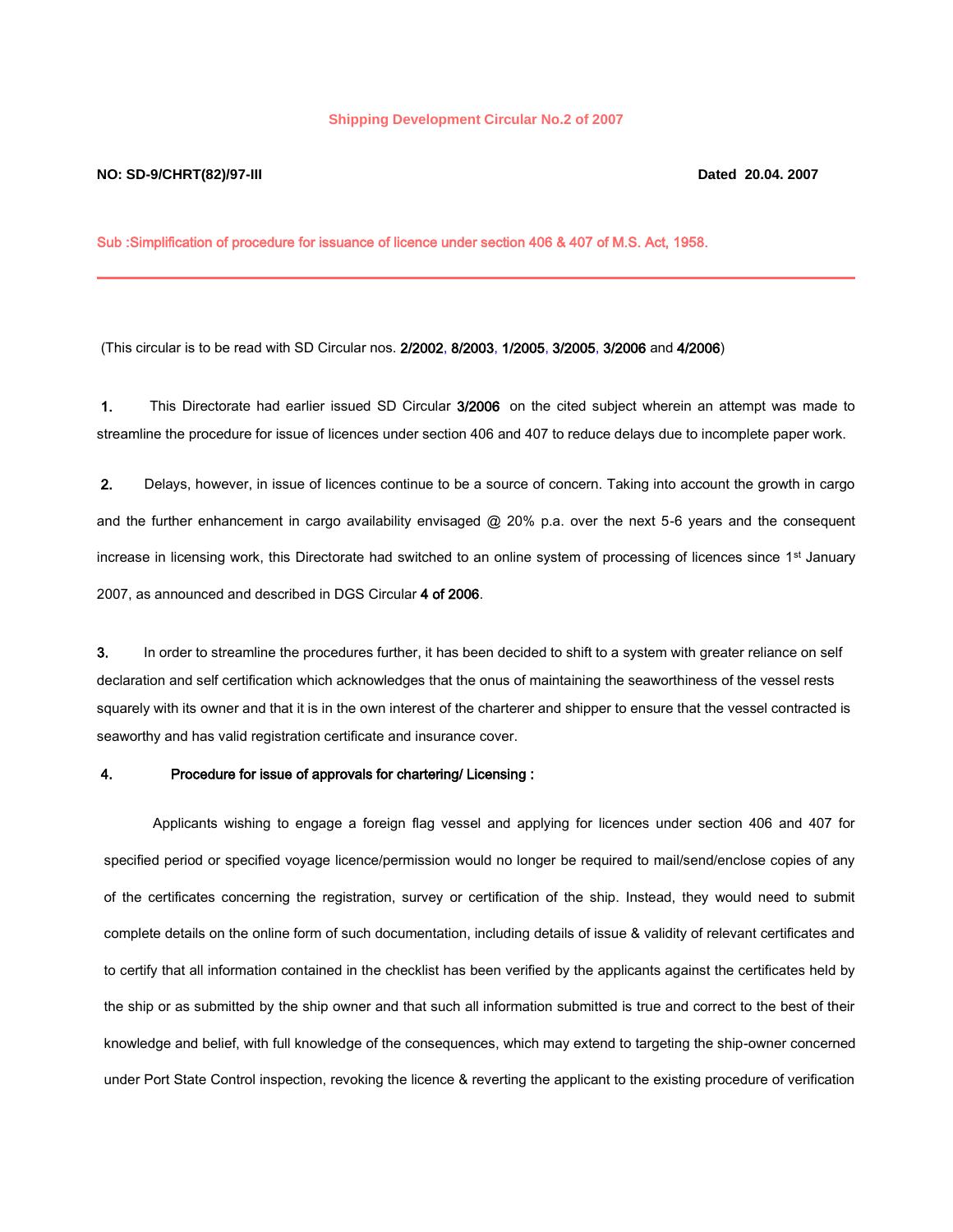## Shipping Development Circular No.2 of 2007

**NO: SD-9/CHRT(82)/97-III** **Dated 20.04. 2007**

**Sub :Simplification of procedure for issuance of licence under section 406 & 407 of M.S. Act, 1958.**

---

(This circular is to be read with SD Circular nos. 2/2002, 8/2003, 1/2005, 3/2005, 3/2006 and 4/2006)

**1.** This Directorate had earlier issued SD Circular 3/2006 on the cited subject wherein an attempt was made to streamline the procedure for issue of licences under section 406 and 407 to reduce delays due to incomplete paper work.

**2.** Delays, however, in issue of licences continue to be a source of concern. Taking into account the growth in cargo and the further enhancement in cargo availability envisaged @ 20% p.a. over the next 5-6 years and the consequent increase in licensing work, this Directorate had switched to an online system of processing of licences since 1st January 2007, as announced and described in DGS Circular 4 of 2006.

**3.** In order to streamline the procedures further, it has been decided to shift to a system with greater reliance on self declaration and self certification which acknowledges that the onus of maintaining the seaworthiness of the vessel rests squarely with its owner and that it is in the own interest of the charterer and shipper to ensure that the vessel contracted is seaworthy and has valid registration certificate and insurance cover.

**4. Procedure for issue of approvals for chartering/ Licensing :**

Applicants wishing to engage a foreign flag vessel and applying for licences under section 406 and 407 for specified period or specified voyage licence/permission would no longer be required to mail/send/enclose copies of any of the certificates concerning the registration, survey or certification of the ship. Instead, they would need to submit complete details on the online form of such documentation, including details of issue & validity of relevant certificates and to certify that all information contained in the checklist has been verified by the applicants against the certificates held by the ship or as submitted by the ship owner and that such all information submitted is true and correct to the best of their knowledge and belief, with full knowledge of the consequences, which may extend to targeting the ship-owner concerned under Port State Control inspection, revoking the licence & reverting the applicant to the existing procedure of verification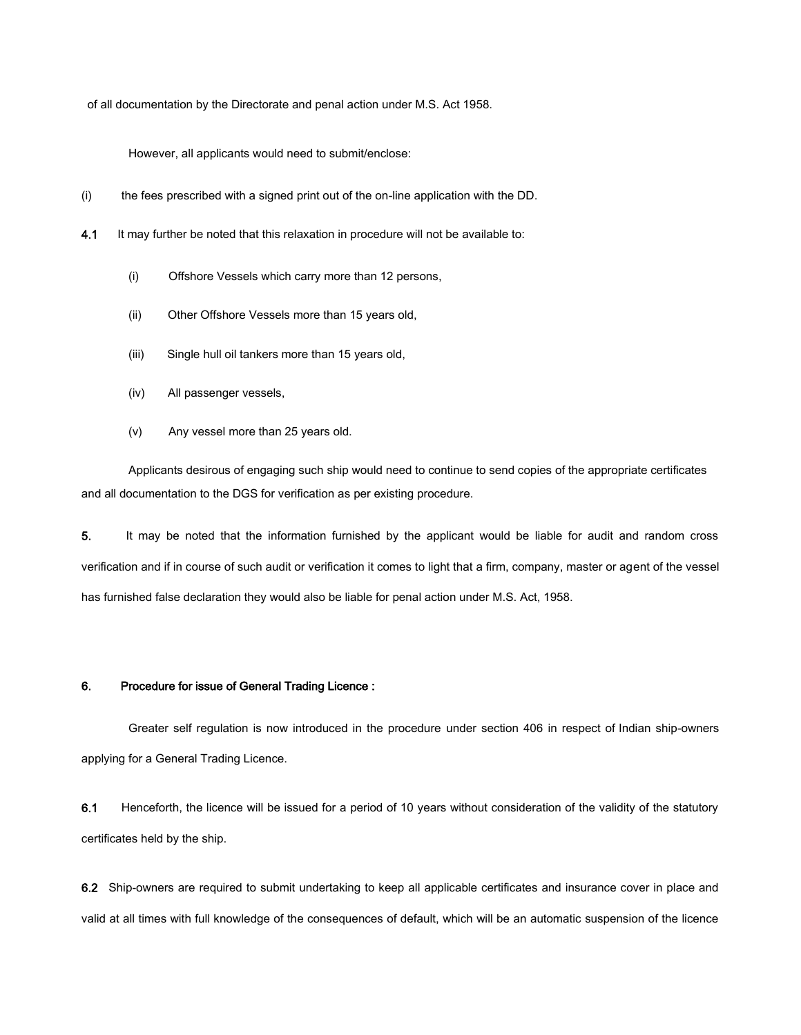of all documentation by the Directorate and penal action under M.S. Act 1958.

However, all applicants would need to submit/enclose:

(i) the fees prescribed with a signed print out of the on-line application with the DD.

**4.1** It may further be noted that this relaxation in procedure will not be available to:

(i) Offshore Vessels which carry more than 12 persons,

(ii) Other Offshore Vessels more than 15 years old,

(iii) Single hull oil tankers more than 15 years old,

(iv) All passenger vessels,

(v) Any vessel more than 25 years old.

Applicants desirous of engaging such ship would need to continue to send copies of the appropriate certificates and all documentation to the DGS for verification as per existing procedure.

**5.** It may be noted that the information furnished by the applicant would be liable for audit and random cross verification and if in course of such audit or verification it comes to light that a firm, company, master or agent of the vessel has furnished false declaration they would also be liable for penal action under M.S. Act, 1958.

**6. Procedure for issue of General Trading Licence :**

Greater self regulation is now introduced in the procedure under section 406 in respect of Indian ship-owners applying for a General Trading Licence.

**6.1** Henceforth, the licence will be issued for a period of 10 years without consideration of the validity of the statutory certificates held by the ship.

**6.2** Ship-owners are required to submit undertaking to keep all applicable certificates and insurance cover in place and valid at all times with full knowledge of the consequences of default, which will be an automatic suspension of the licence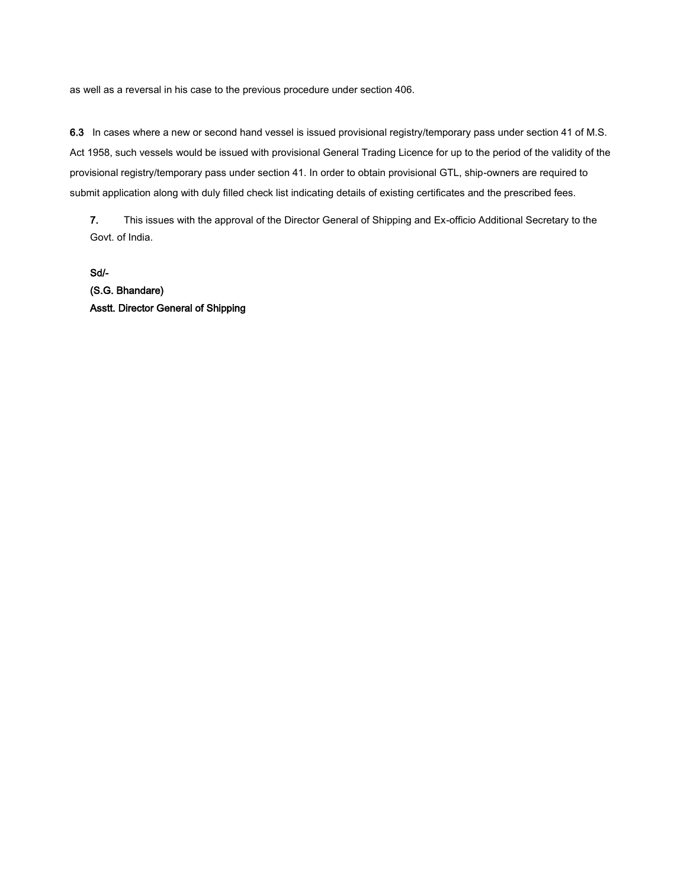as well as a reversal in his case to the previous procedure under section 406.

**6.3** In cases where a new or second hand vessel is issued provisional registry/temporary pass under section 41 of M.S. Act 1958, such vessels would be issued with provisional General Trading Licence for up to the period of the validity of the provisional registry/temporary pass under section 41. In order to obtain provisional GTL, ship-owners are required to submit application along with duly filled check list indicating details of existing certificates and the prescribed fees.

**7.** This issues with the approval of the Director General of Shipping and Ex-officio Additional Secretary to the Govt. of India.

**Sd/-**
**(S.G. Bhandare)**
**Asstt. Director General of Shipping**